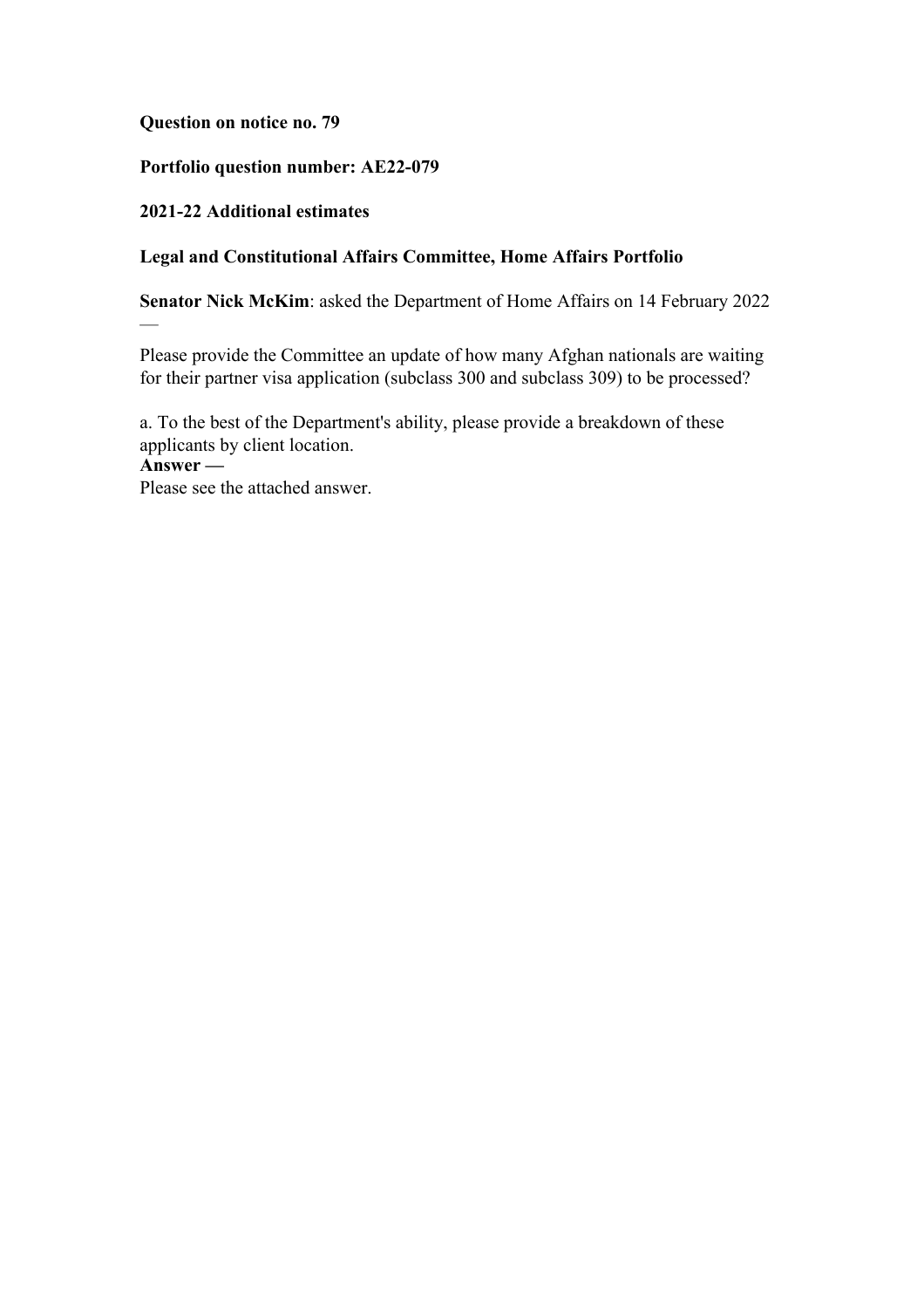**Question on notice no. 79**

**Portfolio question number: AE22-079**

**2021-22 Additional estimates**

**Legal and Constitutional Affairs Committee, Home Affairs Portfolio**

**Senator Nick McKim**: asked the Department of Home Affairs on 14 February 2022 —

Please provide the Committee an update of how many Afghan nationals are waiting for their partner visa application (subclass 300 and subclass 309) to be processed?

a. To the best of the Department's ability, please provide a breakdown of these applicants by client location.

**Answer —**

Please see the attached answer.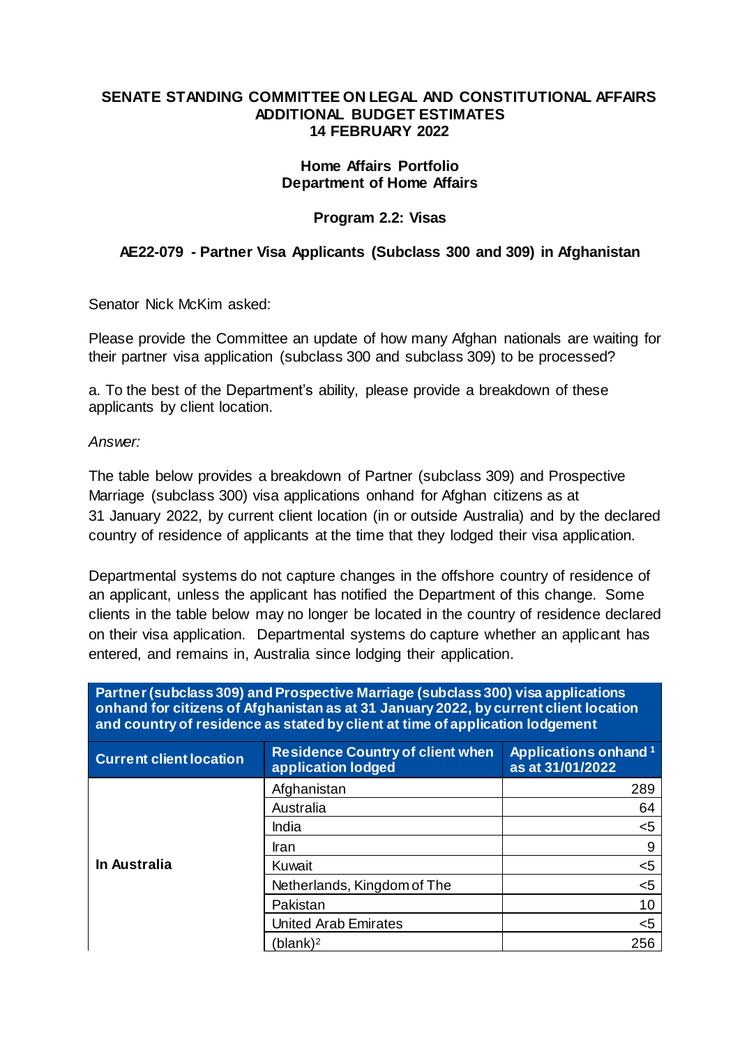**SENATE STANDING COMMITTEE ON LEGAL AND CONSTITUTIONAL AFFAIRS**
**ADDITIONAL BUDGET ESTIMATES**
**14 FEBRUARY 2022**

**Home Affairs Portfolio**
**Department of Home Affairs**

**Program 2.2: Visas**

**AE22-079 - Partner Visa Applicants (Subclass 300 and 309) in Afghanistan**

Senator Nick McKim asked:

Please provide the Committee an update of how many Afghan nationals are waiting for their partner visa application (subclass 300 and subclass 309) to be processed?

a. To the best of the Department's ability, please provide a breakdown of these applicants by client location.

*Answer:*

The table below provides a breakdown of Partner (subclass 309) and Prospective Marriage (subclass 300) visa applications onhand for Afghan citizens as at 31 January 2022, by current client location (in or outside Australia) and by the declared country of residence of applicants at the time that they lodged their visa application.

Departmental systems do not capture changes in the offshore country of residence of an applicant, unless the applicant has notified the Department of this change. Some clients in the table below may no longer be located in the country of residence declared on their visa application. Departmental systems do capture whether an applicant has entered, and remains in, Australia since lodging their application.

**Partner (subclass 309) and Prospective Marriage (subclass 300) visa applications onhand for citizens of Afghanistan as at 31 January 2022, by current client location and country of residence as stated by client at time of application lodgement**

| Current client location | Residence Country of client when application lodged | Applications onhand [1] as at 31/01/2022 |
|---|---|---|
| In Australia | Afghanistan | 289 |
| | Australia | 64 |
| | India | <5 |
| | Iran | 9 |
| | Kuwait | <5 |
| | Netherlands, Kingdom of The | <5 |
| | Pakistan | 10 |
| | United Arab Emirates | <5 |
| | (blank)[2] | 256 |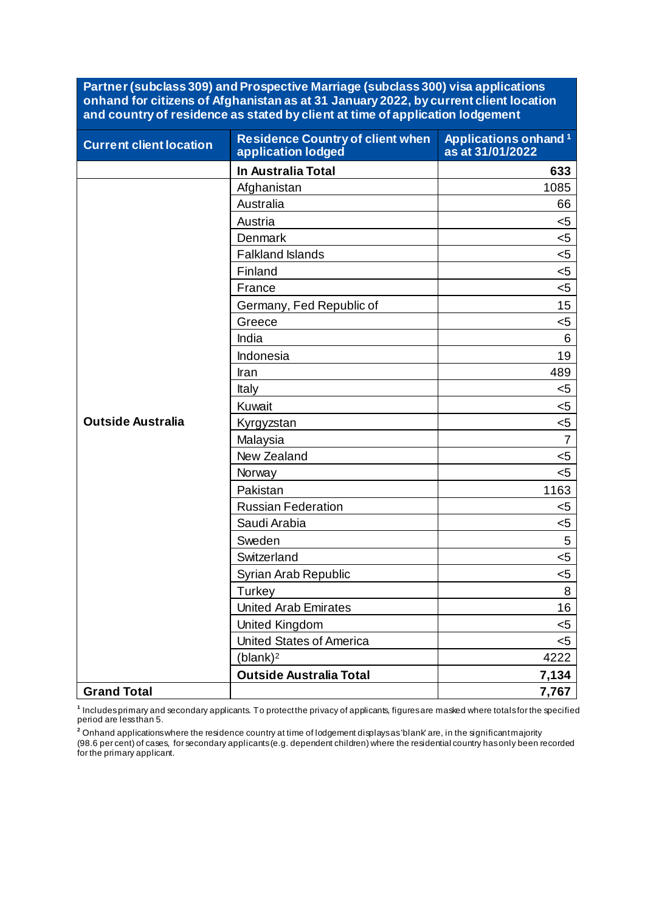**Partner (subclass 309) and Prospective Marriage (subclass 300) visa applications onhand for citizens of Afghanistan as at 31 January 2022, by current client location and country of residence as stated by client at time of application lodgement**

| Current client location | Residence Country of client when application lodged | Applications onhand [1] as at 31/01/2022 |
|---|---|---|
| | **In Australia Total** | **633** |
| **Outside Australia** | Afghanistan | 1085 |
| | Australia | 66 |
| | Austria | <5 |
| | Denmark | <5 |
| | Falkland Islands | <5 |
| | Finland | <5 |
| | France | <5 |
| | Germany, Fed Republic of | 15 |
| | Greece | <5 |
| | India | 6 |
| | Indonesia | 19 |
| | Iran | 489 |
| | Italy | <5 |
| | Kuwait | <5 |
| | Kyrgyzstan | <5 |
| | Malaysia | 7 |
| | New Zealand | <5 |
| | Norway | <5 |
| | Pakistan | 1163 |
| | Russian Federation | <5 |
| | Saudi Arabia | <5 |
| | Sweden | 5 |
| | Switzerland | <5 |
| | Syrian Arab Republic | <5 |
| | Turkey | 8 |
| | United Arab Emirates | 16 |
| | United Kingdom | <5 |
| | United States of America | <5 |
| | (blank)[2] | 4222 |
| | **Outside Australia Total** | **7,134** |
| **Grand Total** | | **7,767** |

[1] Includes primary and secondary applicants. To protect the privacy of applicants, figures are masked where totals for the specified period are less than 5.

[2] Onhand applications where the residence country at time of lodgement displays as 'blank' are, in the significant majority (98.6 per cent) of cases, for secondary applicants (e.g. dependent children) where the residential country has only been recorded for the primary applicant.